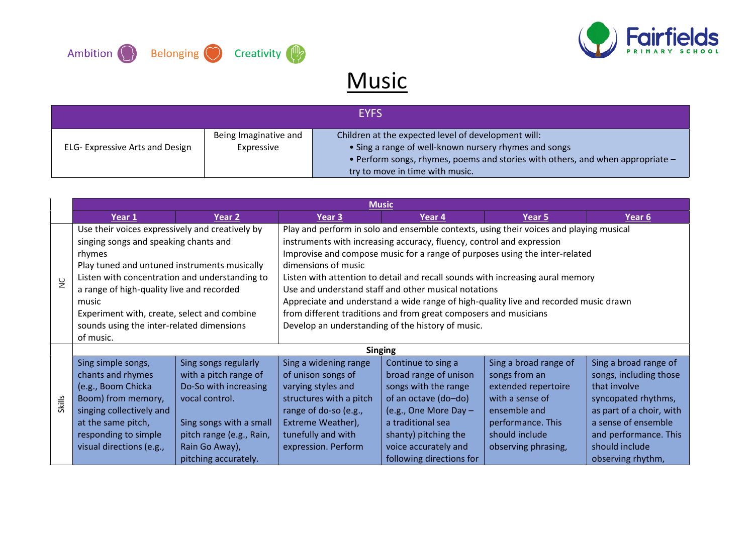Ambition Belonging Creativity

Fairfields PRIMARY SCHOOL

# Music

| EYFS | | |
|---|---|---|
| ELG- Expressive Arts and Design | Being Imaginative and Expressive | Children at the expected level of development will:<br>• Sing a range of well-known nursery rhymes and songs<br>• Perform songs, rhymes, poems and stories with others, and when appropriate – try to move in time with music. |

| | Music | | | | | |
|---|---|---|---|---|---|---|
| | **Year 1** | **Year 2** | **Year 3** | **Year 4** | **Year 5** | **Year 6** |
| NC | Use their voices expressively and creatively by singing songs and speaking chants and rhymes<br>Play tuned and untuned instruments musically<br>Listen with concentration and understanding to a range of high-quality live and recorded music<br>Experiment with, create, select and combine sounds using the inter-related dimensions of music. | | Play and perform in solo and ensemble contexts, using their voices and playing musical instruments with increasing accuracy, fluency, control and expression<br>Improvise and compose music for a range of purposes using the inter-related dimensions of music<br>Listen with attention to detail and recall sounds with increasing aural memory<br>Use and understand staff and other musical notations<br>Appreciate and understand a wide range of high-quality live and recorded music drawn from different traditions and from great composers and musicians<br>Develop an understanding of the history of music. | | | |
| | **Singing** | | | | | |
| Skills | Sing simple songs, chants and rhymes (e.g., Boom Chicka Boom) from memory, singing collectively and at the same pitch, responding to simple visual directions (e.g., | Sing songs regularly with a pitch range of Do-So with increasing vocal control.<br><br>Sing songs with a small pitch range (e.g., Rain, Rain Go Away), pitching accurately. | Sing a widening range of unison songs of varying styles and structures with a pitch range of do-so (e.g., Extreme Weather), tunefully and with expression. Perform | Continue to sing a broad range of unison songs with the range of an octave (do–do) (e.g., One More Day – a traditional sea shanty) pitching the voice accurately and following directions for | Sing a broad range of songs from an extended repertoire with a sense of ensemble and performance. This should include observing phrasing, | Sing a broad range of songs, including those that involve syncopated rhythms, as part of a choir, with a sense of ensemble and performance. This should include observing rhythm, |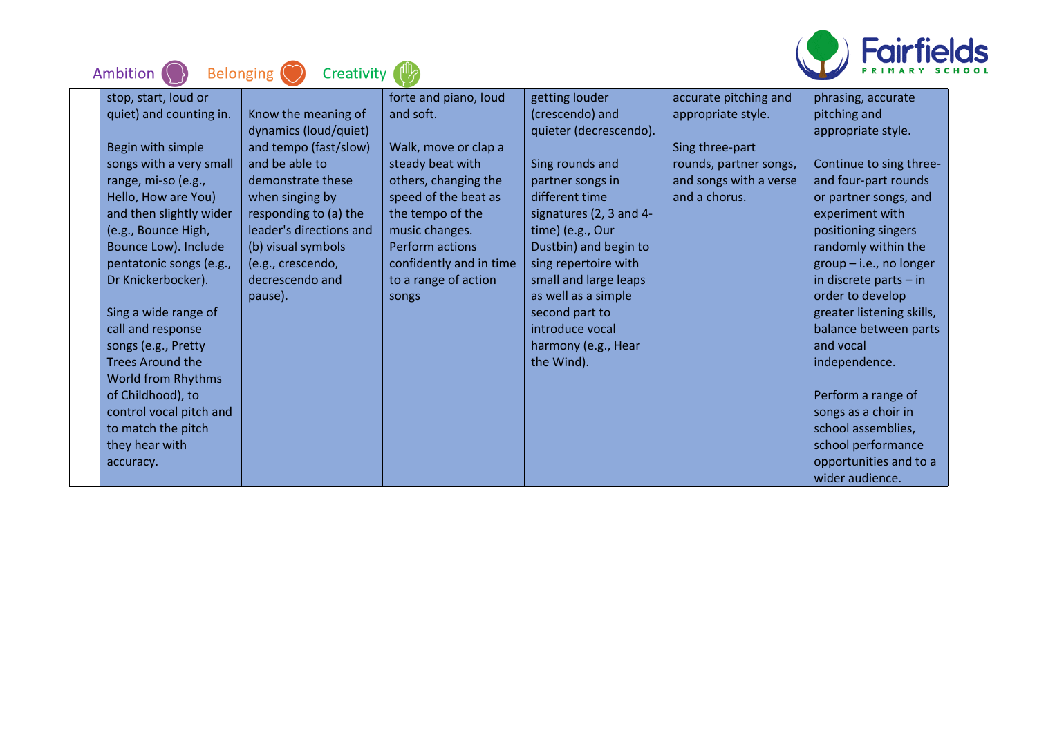|  |  |  |  |  |  |  |
|---|---|---|---|---|---|---|
|  | stop, start, loud or quiet) and counting in.<br><br>Begin with simple songs with a very small range, mi-so (e.g., Hello, How are You) and then slightly wider (e.g., Bounce High, Bounce Low). Include pentatonic songs (e.g., Dr Knickerbocker).<br><br>Sing a wide range of call and response songs (e.g., Pretty Trees Around the World from Rhythms of Childhood), to control vocal pitch and to match the pitch they hear with accuracy. | Know the meaning of dynamics (loud/quiet) and tempo (fast/slow) and be able to demonstrate these when singing by responding to (a) the leader's directions and (b) visual symbols (e.g., crescendo, decrescendo and pause). | forte and piano, loud and soft.<br><br>Walk, move or clap a steady beat with others, changing the speed of the beat as the tempo of the music changes. Perform actions confidently and in time to a range of action songs | getting louder (crescendo) and quieter (decrescendo).<br><br>Sing rounds and partner songs in different time signatures (2, 3 and 4-time) (e.g., Our Dustbin) and begin to sing repertoire with small and large leaps as well as a simple second part to introduce vocal harmony (e.g., Hear the Wind). | accurate pitching and appropriate style.<br><br>Sing three-part rounds, partner songs, and songs with a verse and a chorus. | phrasing, accurate pitching and appropriate style.<br><br>Continue to sing three- and four-part rounds or partner songs, and experiment with positioning singers randomly within the group – i.e., no longer in discrete parts – in order to develop greater listening skills, balance between parts and vocal independence.<br><br>Perform a range of songs as a choir in school assemblies, school performance opportunities and to a wider audience. |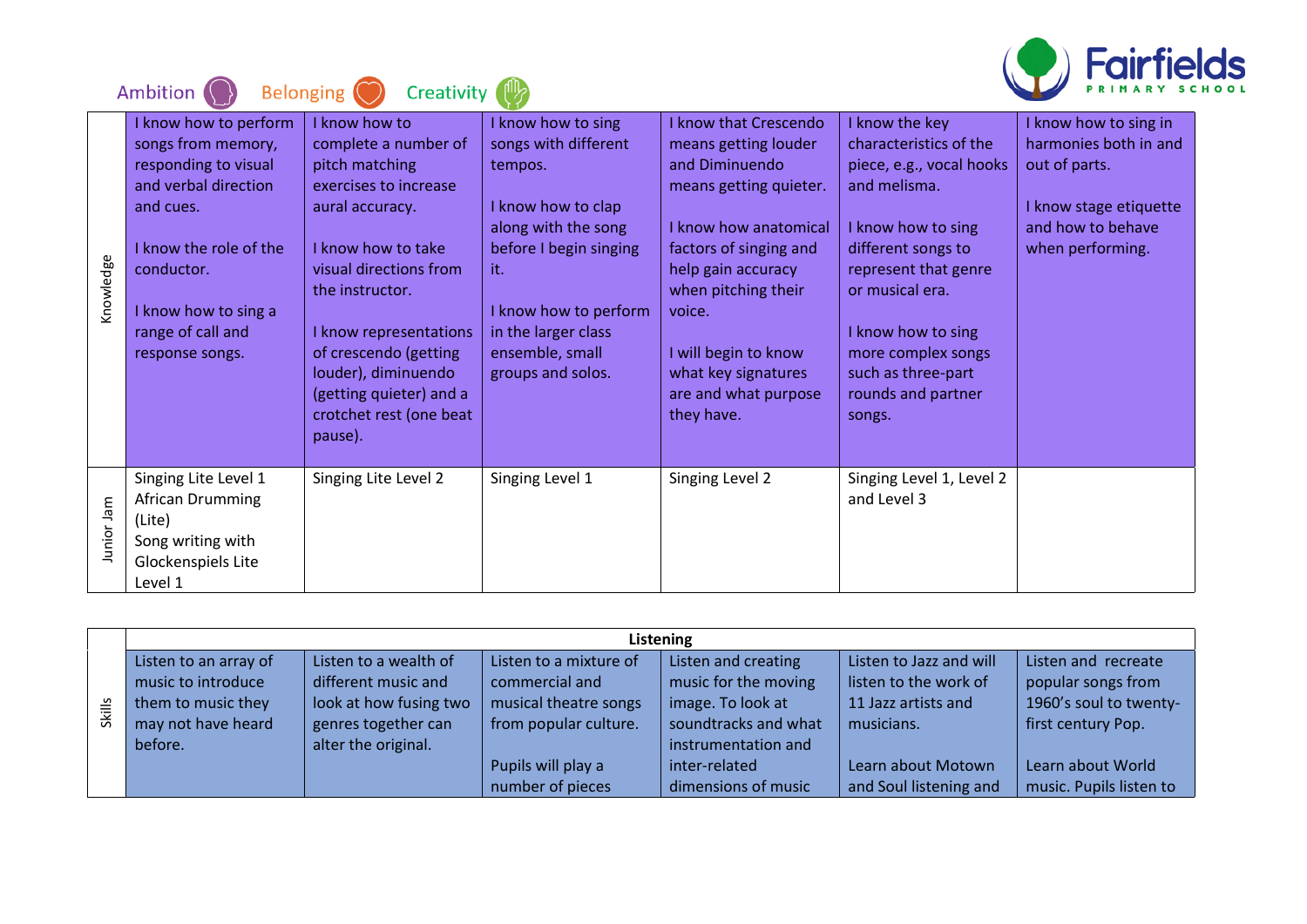Ambition Belonging Creativity

Fairfields PRIMARY SCHOOL

| | | | | | | |
|---|---|---|---|---|---|---|
| Knowledge | I know how to perform songs from memory, responding to visual and verbal direction and cues.<br><br>I know the role of the conductor.<br><br>I know how to sing a range of call and response songs. | I know how to complete a number of pitch matching exercises to increase aural accuracy.<br><br>I know how to take visual directions from the instructor.<br><br>I know representations of crescendo (getting louder), diminuendo (getting quieter) and a crotchet rest (one beat pause). | I know how to sing songs with different tempos.<br><br>I know how to clap along with the song before I begin singing it.<br><br>I know how to perform in the larger class ensemble, small groups and solos. | I know that Crescendo means getting louder and Diminuendo means getting quieter.<br><br>I know how anatomical factors of singing and help gain accuracy when pitching their voice.<br><br>I will begin to know what key signatures are and what purpose they have. | I know the key characteristics of the piece, e.g., vocal hooks and melisma.<br><br>I know how to sing different songs to represent that genre or musical era.<br><br>I know how to sing more complex songs such as three-part rounds and partner songs. | I know how to sing in harmonies both in and out of parts.<br><br>I know stage etiquette and how to behave when performing. |
| Junior Jam | Singing Lite Level 1<br>African Drumming (Lite)<br>Song writing with Glockenspiels Lite Level 1 | Singing Lite Level 2 | Singing Level 1 | Singing Level 2 | Singing Level 1, Level 2 and Level 3 | |

| | Listening | | | | | |
|---|---|---|---|---|---|---|
| Skills | Listen to an array of music to introduce them to music they may not have heard before. | Listen to a wealth of different music and look at how fusing two genres together can alter the original. | Listen to a mixture of commercial and musical theatre songs from popular culture.<br><br>Pupils will play a number of pieces | Listen and creating music for the moving image. To look at soundtracks and what instrumentation and inter-related dimensions of music | Listen to Jazz and will listen to the work of 11 Jazz artists and musicians.<br><br>Learn about Motown and Soul listening and | Listen and recreate popular songs from 1960's soul to twenty-first century Pop.<br><br>Learn about World music. Pupils listen to |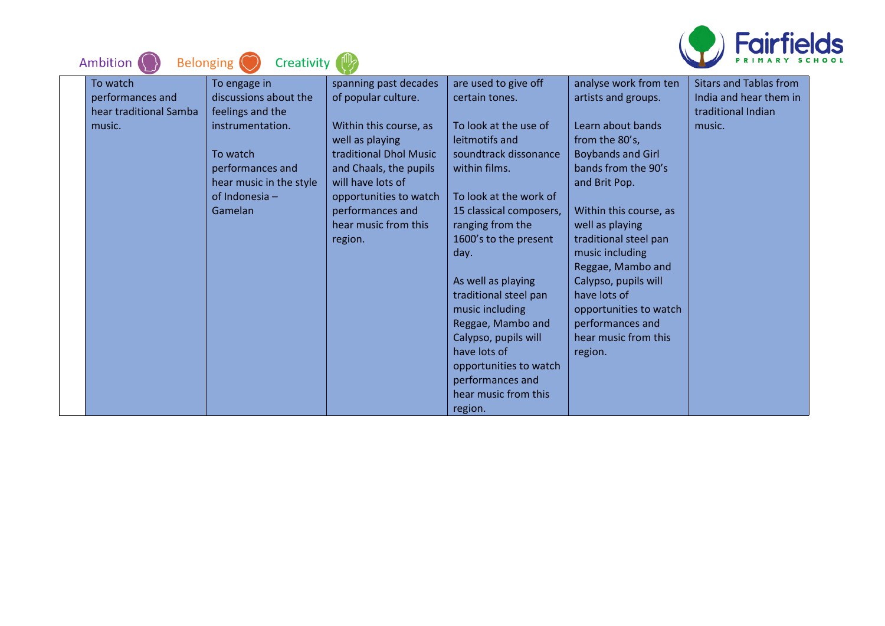| | | | | | | |
|---|---|---|---|---|---|---|
| | To watch performances and hear traditional Samba music. | To engage in discussions about the feelings and the instrumentation.<br><br>To watch performances and hear music in the style of Indonesia – Gamelan | spanning past decades of popular culture.<br><br>Within this course, as well as playing traditional Dhol Music and Chaals, the pupils will have lots of opportunities to watch performances and hear music from this region. | are used to give off certain tones.<br><br>To look at the use of leitmotifs and soundtrack dissonance within films.<br><br>To look at the work of 15 classical composers, ranging from the 1600's to the present day.<br><br>As well as playing traditional steel pan music including Reggae, Mambo and Calypso, pupils will have lots of opportunities to watch performances and hear music from this region. | analyse work from ten artists and groups.<br><br>Learn about bands from the 80's, Boybands and Girl bands from the 90's and Brit Pop.<br><br>Within this course, as well as playing traditional steel pan music including Reggae, Mambo and Calypso, pupils will have lots of opportunities to watch performances and hear music from this region. | Sitars and Tablas from India and hear them in traditional Indian music. |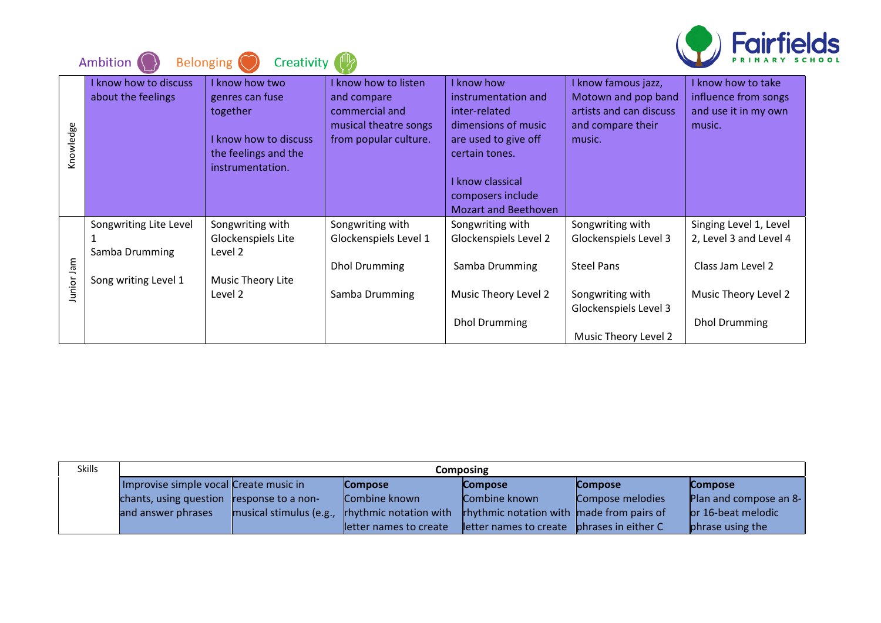Ambition Belonging Creativity

**Fairfields** PRIMARY SCHOOL

| | | | | | | |
|---|---|---|---|---|---|---|
| Knowledge | I know how to discuss about the feelings | I know how two genres can fuse together<br><br>I know how to discuss the feelings and the instrumentation. | I know how to listen and compare commercial and musical theatre songs from popular culture. | I know how instrumentation and inter-related dimensions of music are used to give off certain tones.<br><br>I know classical composers include Mozart and Beethoven | I know famous jazz, Motown and pop band artists and can discuss and compare their music. | I know how to take influence from songs and use it in my own music. |
| Junior Jam | Songwriting Lite Level 1<br>Samba Drumming<br><br>Song writing Level 1 | Songwriting with Glockenspiels Lite Level 2<br><br>Music Theory Lite Level 2 | Songwriting with Glockenspiels Level 1<br><br>Dhol Drumming<br><br>Samba Drumming | Songwriting with Glockenspiels Level 2<br><br>Samba Drumming<br><br>Music Theory Level 2<br><br>Dhol Drumming | Songwriting with Glockenspiels Level 3<br><br>Steel Pans<br><br>Songwriting with Glockenspiels Level 3<br><br>Music Theory Level 2 | Singing Level 1, Level 2, Level 3 and Level 4<br><br>Class Jam Level 2<br><br>Music Theory Level 2<br><br>Dhol Drumming |

| Skills | **Composing** | | | | | |
|---|---|---|---|---|---|---|
| | Improvise simple vocal chants, using question and answer phrases | Create music in response to a non-musical stimulus (e.g., | **Compose**<br>Combine known rhythmic notation with letter names to create | **Compose**<br>Combine known rhythmic notation with letter names to create | **Compose**<br>Compose melodies made from pairs of phrases in either C | **Compose**<br>Plan and compose an 8- or 16-beat melodic phrase using the |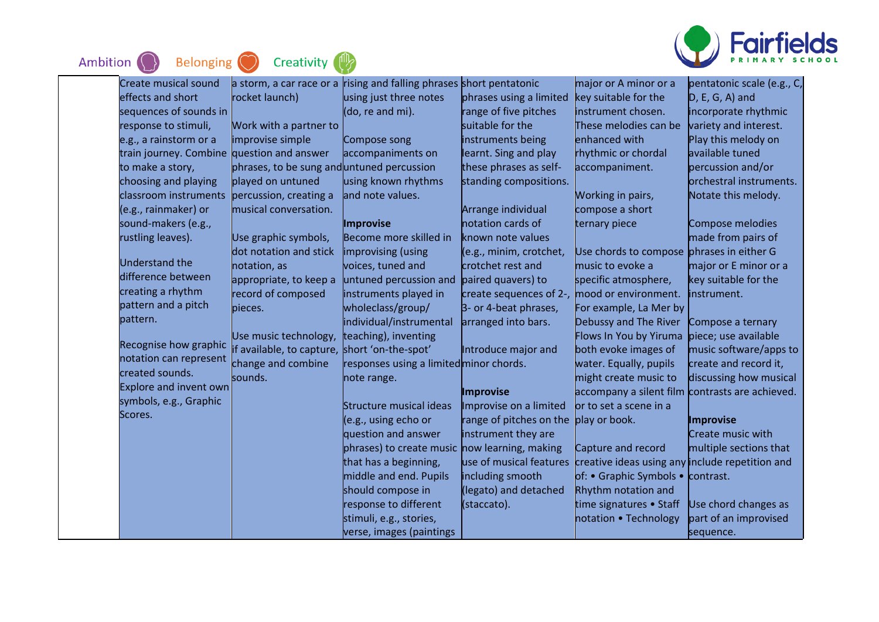| | | | | | | |
|---|---|---|---|---|---|---|
| | Create musical sound effects and short sequences of sounds in response to stimuli, e.g., a rainstorm or a train journey. Combine to make a story, choosing and playing classroom instruments (e.g., rainmaker) or sound-makers (e.g., rustling leaves).<br><br>Understand the difference between creating a rhythm pattern and a pitch pattern.<br><br>Recognise how graphic notation can represent created sounds.<br>Explore and invent own symbols, e.g., Graphic Scores. | a storm, a car race or a rocket launch)<br><br>Work with a partner to improvise simple question and answer phrases, to be sung and played on untuned percussion, creating a musical conversation.<br><br>Use graphic symbols, dot notation and stick notation, as appropriate, to keep a record of composed pieces.<br><br>Use music technology, if available, to capture, change and combine sounds. | rising and falling phrases using just three notes (do, re and mi).<br><br>Compose song accompaniments on untuned percussion using known rhythms and note values.<br><br>**Improvise**<br>Become more skilled in improvising (using voices, tuned and untuned percussion and instruments played in wholeclass/group/ individual/instrumental teaching), inventing short 'on-the-spot' responses using a limited note range.<br><br>Structure musical ideas (e.g., using echo or question and answer phrases) to create music that has a beginning, middle and end. Pupils should compose in response to different stimuli, e.g., stories, verse, images (paintings | short pentatonic phrases using a limited range of five pitches suitable for the instruments being learnt. Sing and play these phrases as self-standing compositions.<br><br>Arrange individual notation cards of known note values (e.g., minim, crotchet, crotchet rest and paired quavers) to create sequences of 2-, 3- or 4-beat phrases, arranged into bars.<br><br>Introduce major and minor chords.<br><br>**Improvise**<br>Improvise on a limited range of pitches on the instrument they are now learning, making use of musical features including smooth (legato) and detached (staccato). | major or A minor or a key suitable for the instrument chosen. These melodies can be enhanced with rhythmic or chordal accompaniment.<br><br>Working in pairs, compose a short ternary piece<br><br>Use chords to compose music to evoke a specific atmosphere, mood or environment. For example, La Mer by Debussy and The River Flows In You by Yiruma both evoke images of water. Equally, pupils might create music to accompany a silent film or to set a scene in a play or book.<br><br>Capture and record creative ideas using any of: • Graphic Symbols • Rhythm notation and time signatures • Staff notation • Technology | pentatonic scale (e.g., C, D, E, G, A) and incorporate rhythmic variety and interest. Play this melody on available tuned percussion and/or orchestral instruments. Notate this melody.<br><br>Compose melodies made from pairs of phrases in either G major or E minor or a key suitable for the instrument.<br><br>Compose a ternary piece; use available music software/apps to create and record it, discussing how musical contrasts are achieved.<br><br>**Improvise**<br>Create music with multiple sections that include repetition and contrast.<br><br>Use chord changes as part of an improvised sequence. |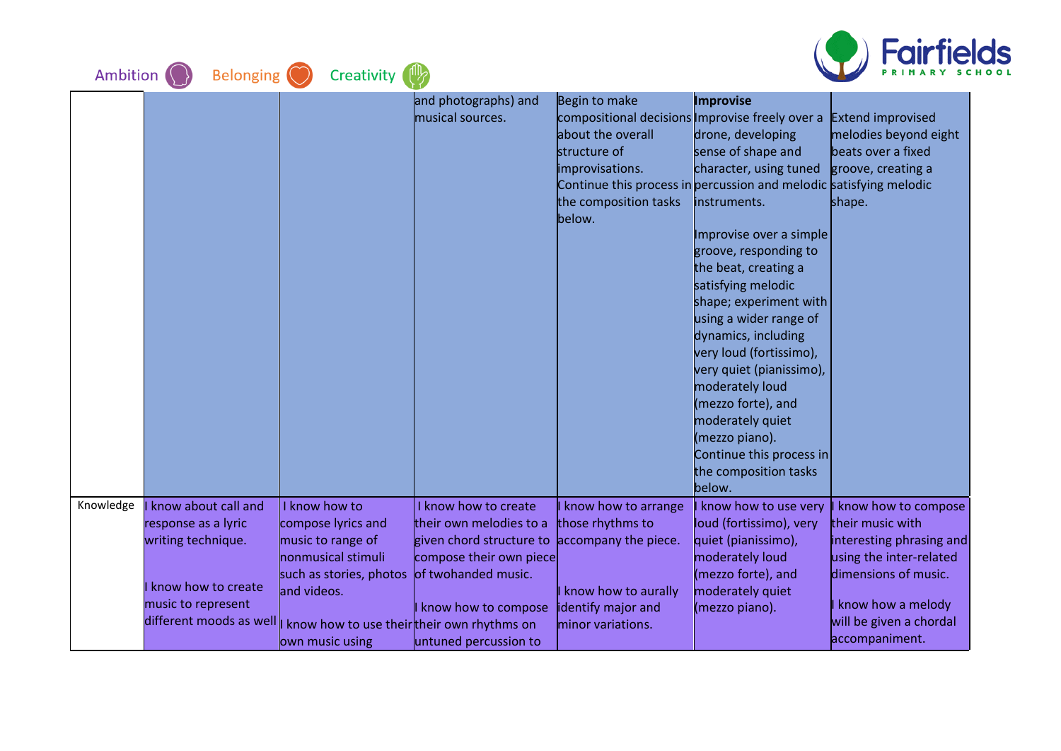| | | | | | | |
|---|---|---|---|---|---|---|
| | | | and photographs) and musical sources. | Begin to make compositional decisions about the overall structure of improvisations. Continue this process in the composition tasks below. | **Improvise**<br>Improvise freely over a drone, developing sense of shape and character, using tuned percussion and melodic instruments.<br><br>Improvise over a simple groove, responding to the beat, creating a satisfying melodic shape; experiment with using a wider range of dynamics, including very loud (fortissimo), very quiet (pianissimo), moderately loud (mezzo forte), and moderately quiet (mezzo piano). Continue this process in the composition tasks below. | Extend improvised melodies beyond eight beats over a fixed groove, creating a satisfying melodic shape. |
| Knowledge | I know about call and response as a lyric writing technique.<br><br>I know how to create music to represent different moods as well | I know how to compose lyrics and music to range of nonmusical stimuli such as stories, photos and videos.<br><br>I know how to use their own music using | I know how to create their own melodies to a given chord structure to compose their own piece of twohanded music.<br><br>I know how to compose their own rhythms on untuned percussion to | I know how to arrange those rhythms to accompany the piece.<br><br>I know how to aurally identify major and minor variations. | I know how to use very loud (fortissimo), very quiet (pianissimo), moderately loud (mezzo forte), and moderately quiet (mezzo piano). | I know how to compose their music with interesting phrasing and using the inter-related dimensions of music.<br><br>I know how a melody will be given a chordal accompaniment. |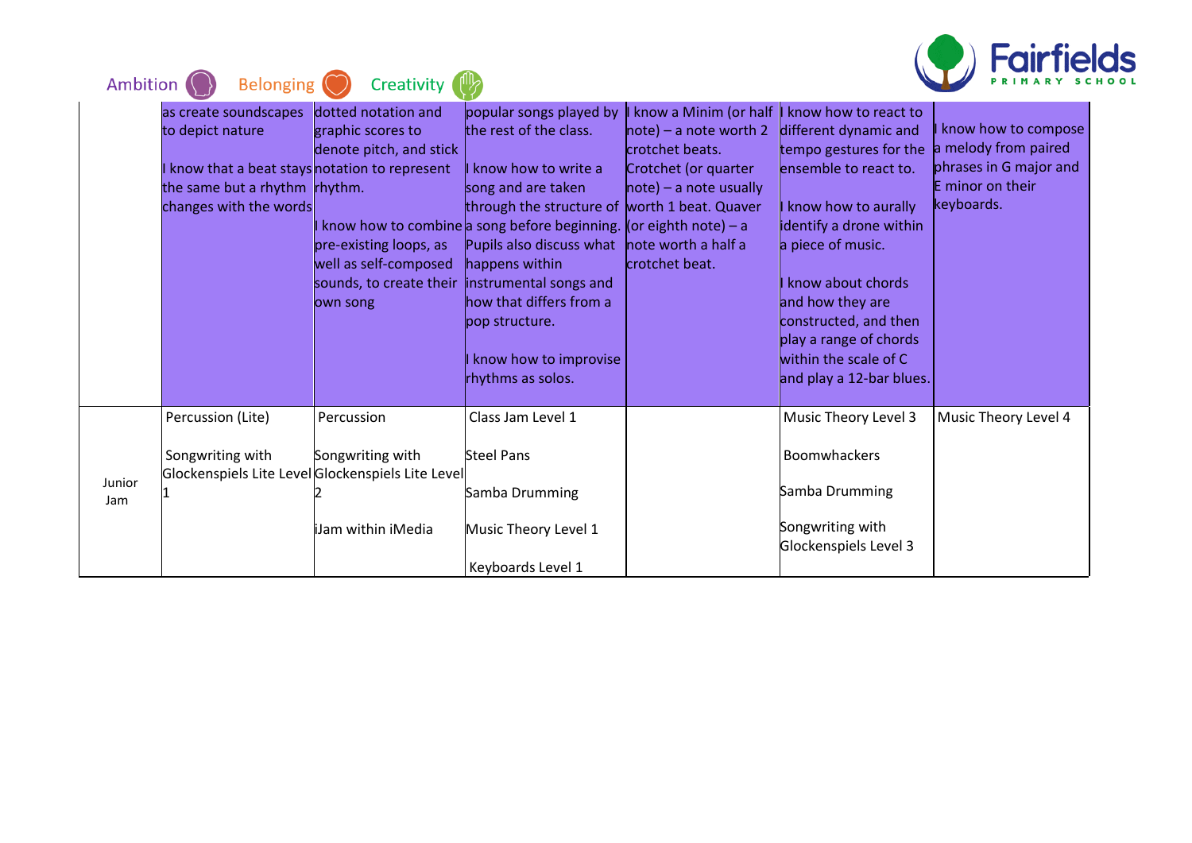Ambition Belonging Creativity

| | | | | | | |
|---|---|---|---|---|---|---|
| | as create soundscapes to depict nature<br><br>I know that a beat stays the same but a rhythm changes with the words | dotted notation and graphic scores to denote pitch, and stick notation to represent rhythm.<br><br>I know how to combine pre-existing loops, as well as self-composed sounds, to create their own song | popular songs played by the rest of the class.<br><br>I know how to write a song and are taken through the structure of a song before beginning. Pupils also discuss what happens within instrumental songs and how that differs from a pop structure.<br><br>I know how to improvise rhythms as solos. | I know a Minim (or half note) – a note worth 2 crotchet beats. Crotchet (or quarter note) – a note usually worth 1 beat. Quaver (or eighth note) – a note worth a half a crotchet beat. | I know how to react to different dynamic and tempo gestures for the ensemble to react to.<br><br>I know how to aurally identify a drone within a piece of music.<br><br>I know about chords and how they are constructed, and then play a range of chords within the scale of C and play a 12-bar blues. | I know how to compose a melody from paired phrases in G major and E minor on their keyboards. |
| Junior Jam | Percussion (Lite)<br><br>Songwriting with Glockenspiels Lite Level 1 | Percussion<br><br>Songwriting with Glockenspiels Lite Level 2<br><br>iJam within iMedia | Class Jam Level 1<br><br>Steel Pans<br><br>Samba Drumming<br><br>Music Theory Level 1<br><br>Keyboards Level 1 | | Music Theory Level 3<br><br>Boomwhackers<br><br>Samba Drumming<br><br>Songwriting with Glockenspiels Level 3 | Music Theory Level 4 |